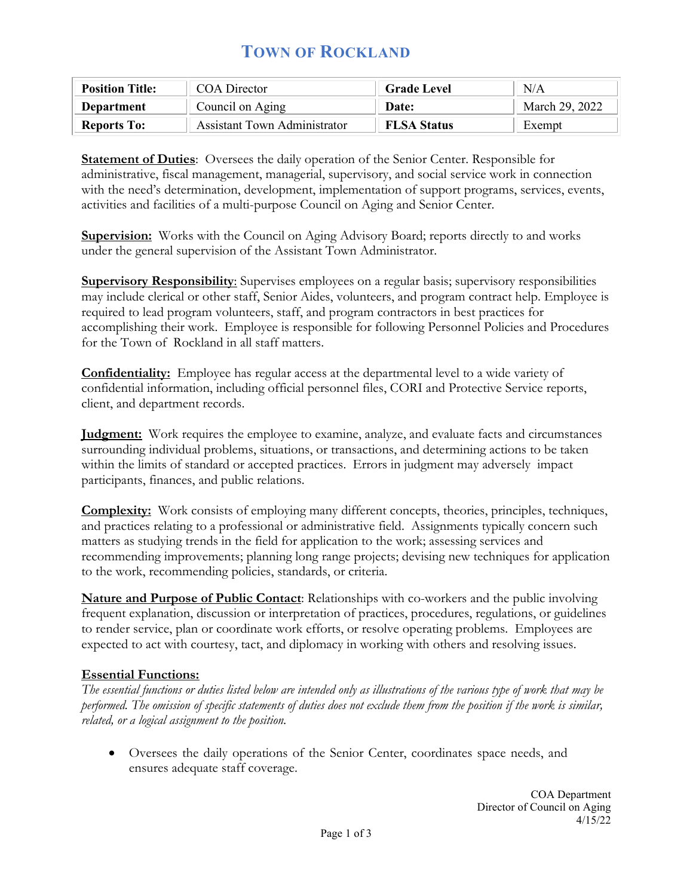# TOWN OF ROCKLAND

| **Position Title:** | COA Director | **Grade Level** | N/A |
|---|---|---|---|
| **Department** | Council on Aging | **Date:** | March 29, 2022 |
| **Reports To:** | Assistant Town Administrator | **FLSA Status** | Exempt |

**Statement of Duties**: Oversees the daily operation of the Senior Center. Responsible for administrative, fiscal management, managerial, supervisory, and social service work in connection with the need's determination, development, implementation of support programs, services, events, activities and facilities of a multi-purpose Council on Aging and Senior Center.

**Supervision:** Works with the Council on Aging Advisory Board; reports directly to and works under the general supervision of the Assistant Town Administrator.

**Supervisory Responsibility**: Supervises employees on a regular basis; supervisory responsibilities may include clerical or other staff, Senior Aides, volunteers, and program contract help. Employee is required to lead program volunteers, staff, and program contractors in best practices for accomplishing their work. Employee is responsible for following Personnel Policies and Procedures for the Town of Rockland in all staff matters.

**Confidentiality:** Employee has regular access at the departmental level to a wide variety of confidential information, including official personnel files, CORI and Protective Service reports, client, and department records.

**Judgment:** Work requires the employee to examine, analyze, and evaluate facts and circumstances surrounding individual problems, situations, or transactions, and determining actions to be taken within the limits of standard or accepted practices. Errors in judgment may adversely impact participants, finances, and public relations.

**Complexity:** Work consists of employing many different concepts, theories, principles, techniques, and practices relating to a professional or administrative field. Assignments typically concern such matters as studying trends in the field for application to the work; assessing services and recommending improvements; planning long range projects; devising new techniques for application to the work, recommending policies, standards, or criteria.

**Nature and Purpose of Public Contact**: Relationships with co-workers and the public involving frequent explanation, discussion or interpretation of practices, procedures, regulations, or guidelines to render service, plan or coordinate work efforts, or resolve operating problems. Employees are expected to act with courtesy, tact, and diplomacy in working with others and resolving issues.

**Essential Functions:**

*The essential functions or duties listed below are intended only as illustrations of the various type of work that may be performed. The omission of specific statements of duties does not exclude them from the position if the work is similar, related, or a logical assignment to the position.*

- Oversees the daily operations of the Senior Center, coordinates space needs, and ensures adequate staff coverage.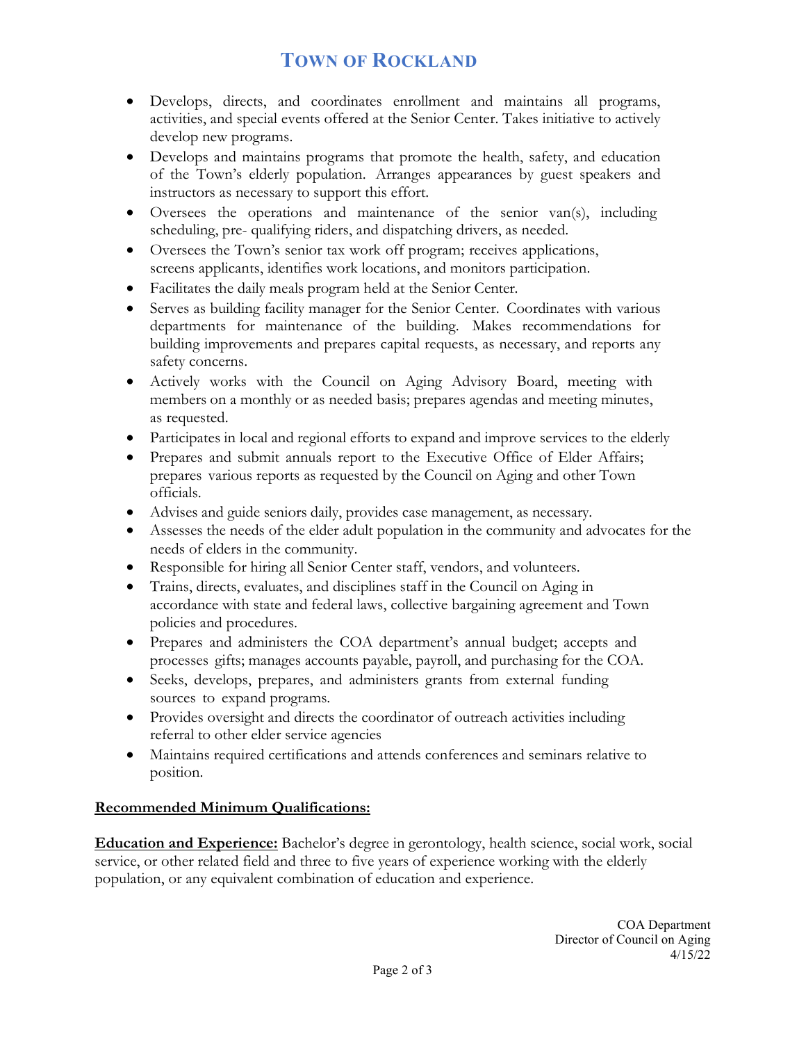- Develops, directs, and coordinates enrollment and maintains all programs, activities, and special events offered at the Senior Center. Takes initiative to actively develop new programs.
- Develops and maintains programs that promote the health, safety, and education of the Town's elderly population. Arranges appearances by guest speakers and instructors as necessary to support this effort.
- Oversees the operations and maintenance of the senior van(s), including scheduling, pre- qualifying riders, and dispatching drivers, as needed.
- Oversees the Town's senior tax work off program; receives applications, screens applicants, identifies work locations, and monitors participation.
- Facilitates the daily meals program held at the Senior Center.
- Serves as building facility manager for the Senior Center. Coordinates with various departments for maintenance of the building. Makes recommendations for building improvements and prepares capital requests, as necessary, and reports any safety concerns.
- Actively works with the Council on Aging Advisory Board, meeting with members on a monthly or as needed basis; prepares agendas and meeting minutes, as requested.
- Participates in local and regional efforts to expand and improve services to the elderly
- Prepares and submit annuals report to the Executive Office of Elder Affairs; prepares various reports as requested by the Council on Aging and other Town officials.
- Advises and guide seniors daily, provides case management, as necessary.
- Assesses the needs of the elder adult population in the community and advocates for the needs of elders in the community.
- Responsible for hiring all Senior Center staff, vendors, and volunteers.
- Trains, directs, evaluates, and disciplines staff in the Council on Aging in accordance with state and federal laws, collective bargaining agreement and Town policies and procedures.
- Prepares and administers the COA department's annual budget; accepts and processes gifts; manages accounts payable, payroll, and purchasing for the COA.
- Seeks, develops, prepares, and administers grants from external funding sources to expand programs.
- Provides oversight and directs the coordinator of outreach activities including referral to other elder service agencies
- Maintains required certifications and attends conferences and seminars relative to position.

**Recommended Minimum Qualifications:**

**Education and Experience:** Bachelor's degree in gerontology, health science, social work, social service, or other related field and three to five years of experience working with the elderly population, or any equivalent combination of education and experience.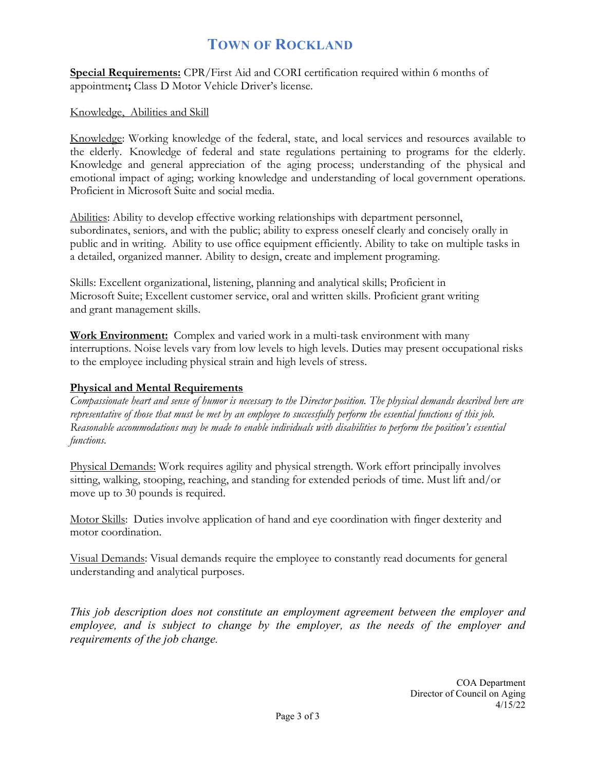**Special Requirements:** CPR/First Aid and CORI certification required within 6 months of appointment**;** Class D Motor Vehicle Driver's license.

Knowledge, Abilities and Skill

Knowledge: Working knowledge of the federal, state, and local services and resources available to the elderly. Knowledge of federal and state regulations pertaining to programs for the elderly. Knowledge and general appreciation of the aging process; understanding of the physical and emotional impact of aging; working knowledge and understanding of local government operations. Proficient in Microsoft Suite and social media.

Abilities: Ability to develop effective working relationships with department personnel, subordinates, seniors, and with the public; ability to express oneself clearly and concisely orally in public and in writing. Ability to use office equipment efficiently. Ability to take on multiple tasks in a detailed, organized manner. Ability to design, create and implement programing.

Skills: Excellent organizational, listening, planning and analytical skills; Proficient in Microsoft Suite; Excellent customer service, oral and written skills. Proficient grant writing and grant management skills.

**Work Environment:** Complex and varied work in a multi-task environment with many interruptions. Noise levels vary from low levels to high levels. Duties may present occupational risks to the employee including physical strain and high levels of stress.

**Physical and Mental Requirements**

*Compassionate heart and sense of humor is necessary to the Director position. The physical demands described here are representative of those that must be met by an employee to successfully perform the essential functions of this job. Reasonable accommodations may be made to enable individuals with disabilities to perform the position's essential functions.*

Physical Demands: Work requires agility and physical strength. Work effort principally involves sitting, walking, stooping, reaching, and standing for extended periods of time. Must lift and/or move up to 30 pounds is required.

Motor Skills: Duties involve application of hand and eye coordination with finger dexterity and motor coordination.

Visual Demands: Visual demands require the employee to constantly read documents for general understanding and analytical purposes.

*This job description does not constitute an employment agreement between the employer and employee, and is subject to change by the employer, as the needs of the employer and requirements of the job change.*

COA Department
Director of Council on Aging
4/15/22